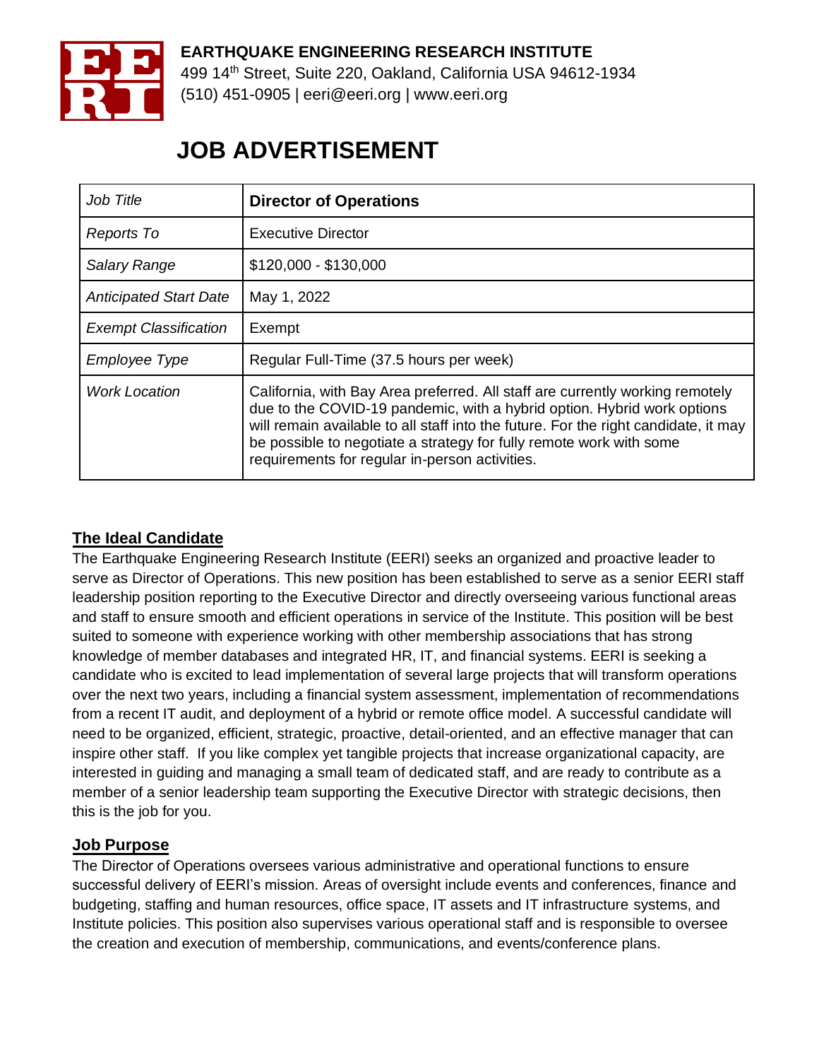**EARTHQUAKE ENGINEERING RESEARCH INSTITUTE**
499 14th Street, Suite 220, Oakland, California USA 94612-1934
(510) 451-0905 | eeri@eeri.org | www.eeri.org

# JOB ADVERTISEMENT

| *Job Title* | **Director of Operations** |
|---|---|
| *Reports To* | Executive Director |
| *Salary Range* | $120,000 - $130,000 |
| *Anticipated Start Date* | May 1, 2022 |
| *Exempt Classification* | Exempt |
| *Employee Type* | Regular Full-Time (37.5 hours per week) |
| *Work Location* | California, with Bay Area preferred. All staff are currently working remotely due to the COVID-19 pandemic, with a hybrid option. Hybrid work options will remain available to all staff into the future. For the right candidate, it may be possible to negotiate a strategy for fully remote work with some requirements for regular in-person activities. |

## The Ideal Candidate

The Earthquake Engineering Research Institute (EERI) seeks an organized and proactive leader to serve as Director of Operations. This new position has been established to serve as a senior EERI staff leadership position reporting to the Executive Director and directly overseeing various functional areas and staff to ensure smooth and efficient operations in service of the Institute. This position will be best suited to someone with experience working with other membership associations that has strong knowledge of member databases and integrated HR, IT, and financial systems. EERI is seeking a candidate who is excited to lead implementation of several large projects that will transform operations over the next two years, including a financial system assessment, implementation of recommendations from a recent IT audit, and deployment of a hybrid or remote office model. A successful candidate will need to be organized, efficient, strategic, proactive, detail-oriented, and an effective manager that can inspire other staff. If you like complex yet tangible projects that increase organizational capacity, are interested in guiding and managing a small team of dedicated staff, and are ready to contribute as a member of a senior leadership team supporting the Executive Director with strategic decisions, then this is the job for you.

## Job Purpose

The Director of Operations oversees various administrative and operational functions to ensure successful delivery of EERI's mission. Areas of oversight include events and conferences, finance and budgeting, staffing and human resources, office space, IT assets and IT infrastructure systems, and Institute policies. This position also supervises various operational staff and is responsible to oversee the creation and execution of membership, communications, and events/conference plans.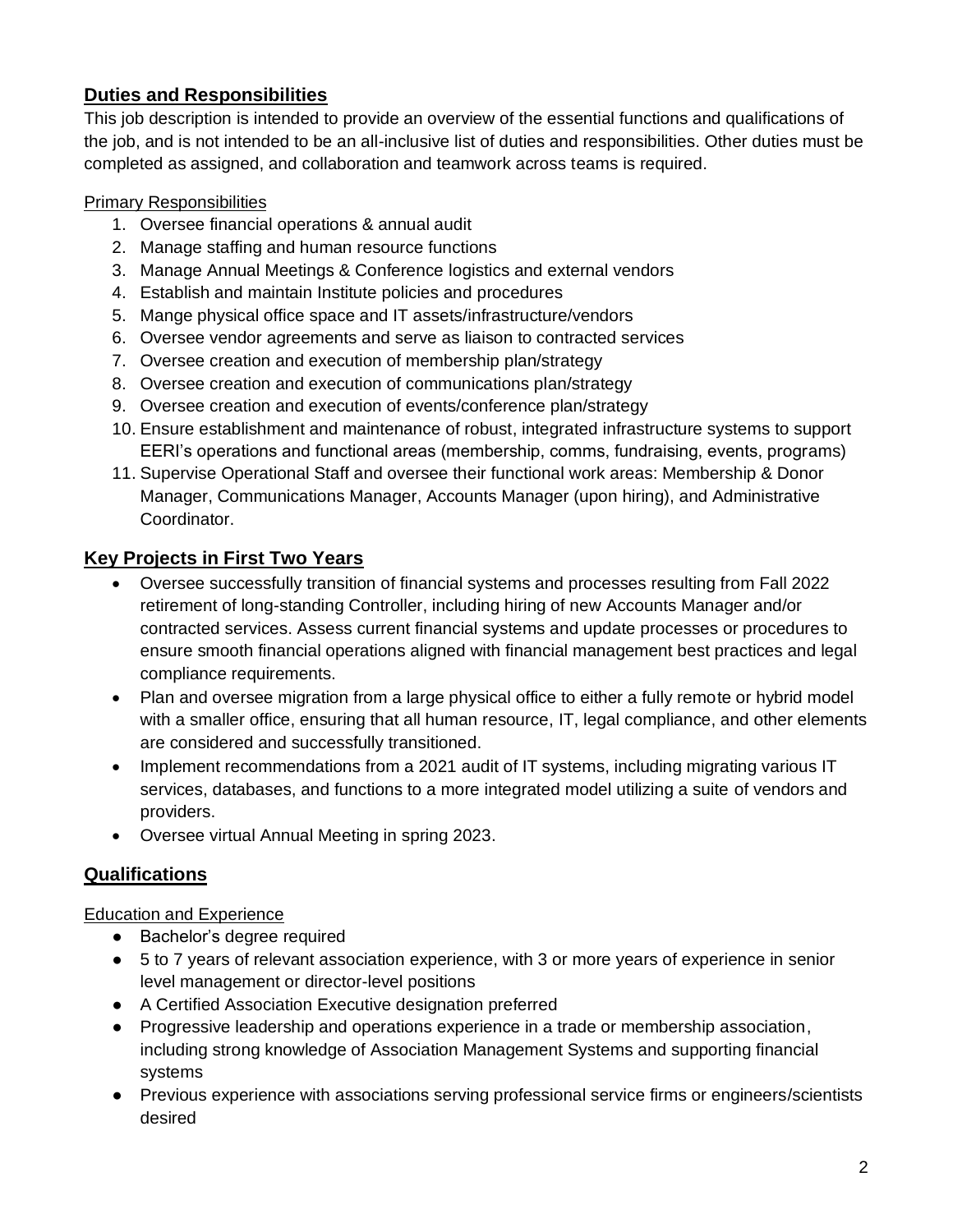## Duties and Responsibilities

This job description is intended to provide an overview of the essential functions and qualifications of the job, and is not intended to be an all-inclusive list of duties and responsibilities. Other duties must be completed as assigned, and collaboration and teamwork across teams is required.

Primary Responsibilities

1. Oversee financial operations & annual audit
2. Manage staffing and human resource functions
3. Manage Annual Meetings & Conference logistics and external vendors
4. Establish and maintain Institute policies and procedures
5. Mange physical office space and IT assets/infrastructure/vendors
6. Oversee vendor agreements and serve as liaison to contracted services
7. Oversee creation and execution of membership plan/strategy
8. Oversee creation and execution of communications plan/strategy
9. Oversee creation and execution of events/conference plan/strategy
10. Ensure establishment and maintenance of robust, integrated infrastructure systems to support EERI's operations and functional areas (membership, comms, fundraising, events, programs)
11. Supervise Operational Staff and oversee their functional work areas: Membership & Donor Manager, Communications Manager, Accounts Manager (upon hiring), and Administrative Coordinator.

## Key Projects in First Two Years

- Oversee successfully transition of financial systems and processes resulting from Fall 2022 retirement of long-standing Controller, including hiring of new Accounts Manager and/or contracted services. Assess current financial systems and update processes or procedures to ensure smooth financial operations aligned with financial management best practices and legal compliance requirements.
- Plan and oversee migration from a large physical office to either a fully remote or hybrid model with a smaller office, ensuring that all human resource, IT, legal compliance, and other elements are considered and successfully transitioned.
- Implement recommendations from a 2021 audit of IT systems, including migrating various IT services, databases, and functions to a more integrated model utilizing a suite of vendors and providers.
- Oversee virtual Annual Meeting in spring 2023.

## Qualifications

Education and Experience

- Bachelor's degree required
- 5 to 7 years of relevant association experience, with 3 or more years of experience in senior level management or director-level positions
- A Certified Association Executive designation preferred
- Progressive leadership and operations experience in a trade or membership association, including strong knowledge of Association Management Systems and supporting financial systems
- Previous experience with associations serving professional service firms or engineers/scientists desired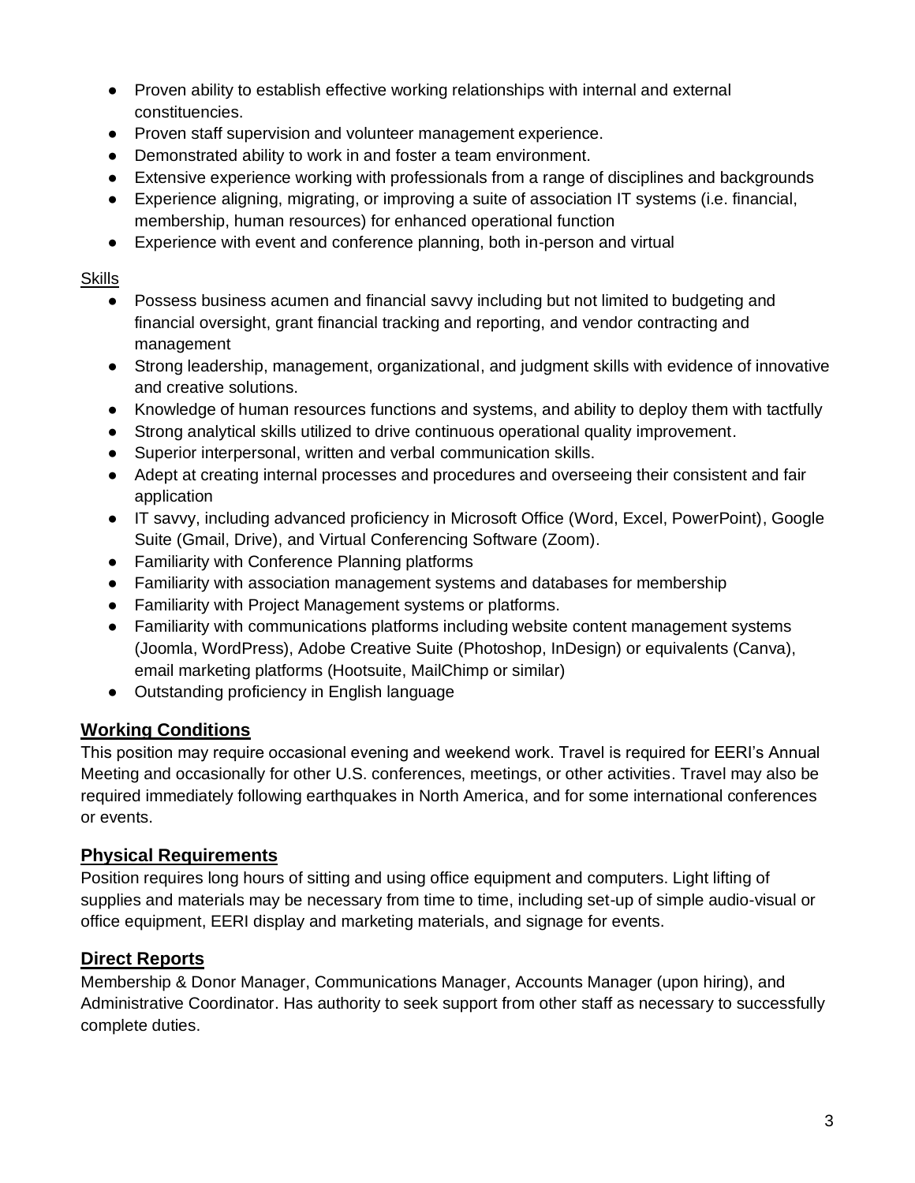- Proven ability to establish effective working relationships with internal and external constituencies.
- Proven staff supervision and volunteer management experience.
- Demonstrated ability to work in and foster a team environment.
- Extensive experience working with professionals from a range of disciplines and backgrounds
- Experience aligning, migrating, or improving a suite of association IT systems (i.e. financial, membership, human resources) for enhanced operational function
- Experience with event and conference planning, both in-person and virtual

Skills

- Possess business acumen and financial savvy including but not limited to budgeting and financial oversight, grant financial tracking and reporting, and vendor contracting and management
- Strong leadership, management, organizational, and judgment skills with evidence of innovative and creative solutions.
- Knowledge of human resources functions and systems, and ability to deploy them with tactfully
- Strong analytical skills utilized to drive continuous operational quality improvement.
- Superior interpersonal, written and verbal communication skills.
- Adept at creating internal processes and procedures and overseeing their consistent and fair application
- IT savvy, including advanced proficiency in Microsoft Office (Word, Excel, PowerPoint), Google Suite (Gmail, Drive), and Virtual Conferencing Software (Zoom).
- Familiarity with Conference Planning platforms
- Familiarity with association management systems and databases for membership
- Familiarity with Project Management systems or platforms.
- Familiarity with communications platforms including website content management systems (Joomla, WordPress), Adobe Creative Suite (Photoshop, InDesign) or equivalents (Canva), email marketing platforms (Hootsuite, MailChimp or similar)
- Outstanding proficiency in English language

## Working Conditions

This position may require occasional evening and weekend work. Travel is required for EERI's Annual Meeting and occasionally for other U.S. conferences, meetings, or other activities. Travel may also be required immediately following earthquakes in North America, and for some international conferences or events.

## Physical Requirements

Position requires long hours of sitting and using office equipment and computers. Light lifting of supplies and materials may be necessary from time to time, including set-up of simple audio-visual or office equipment, EERI display and marketing materials, and signage for events.

## Direct Reports

Membership & Donor Manager, Communications Manager, Accounts Manager (upon hiring), and Administrative Coordinator. Has authority to seek support from other staff as necessary to successfully complete duties.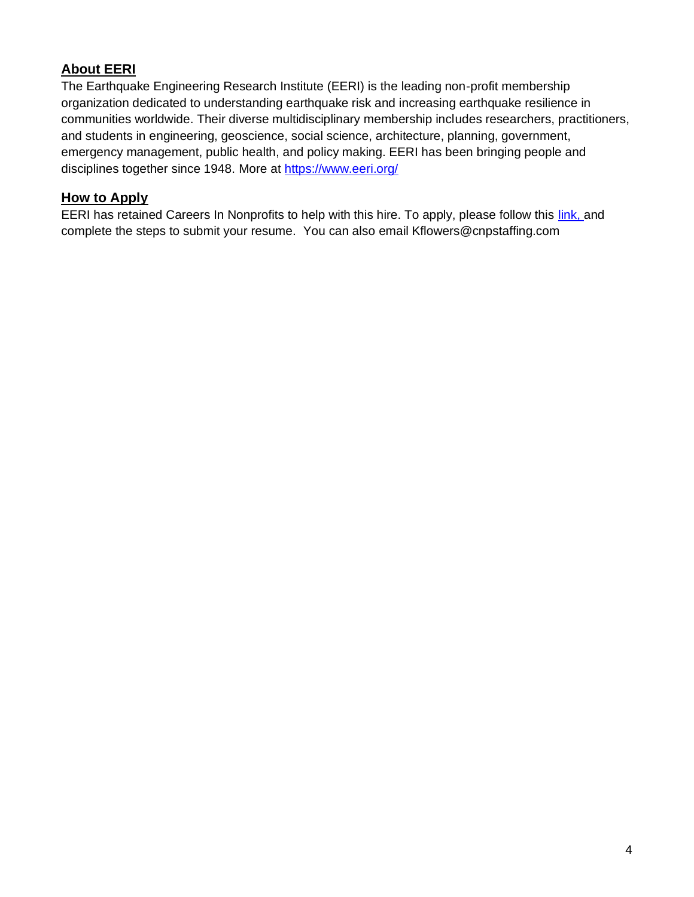## About EERI

The Earthquake Engineering Research Institute (EERI) is the leading non-profit membership organization dedicated to understanding earthquake risk and increasing earthquake resilience in communities worldwide. Their diverse multidisciplinary membership includes researchers, practitioners, and students in engineering, geoscience, social science, architecture, planning, government, emergency management, public health, and policy making. EERI has been bringing people and disciplines together since 1948. More at https://www.eeri.org/

## How to Apply

EERI has retained Careers In Nonprofits to help with this hire. To apply, please follow this link, and complete the steps to submit your resume. You can also email Kflowers@cnpstaffing.com